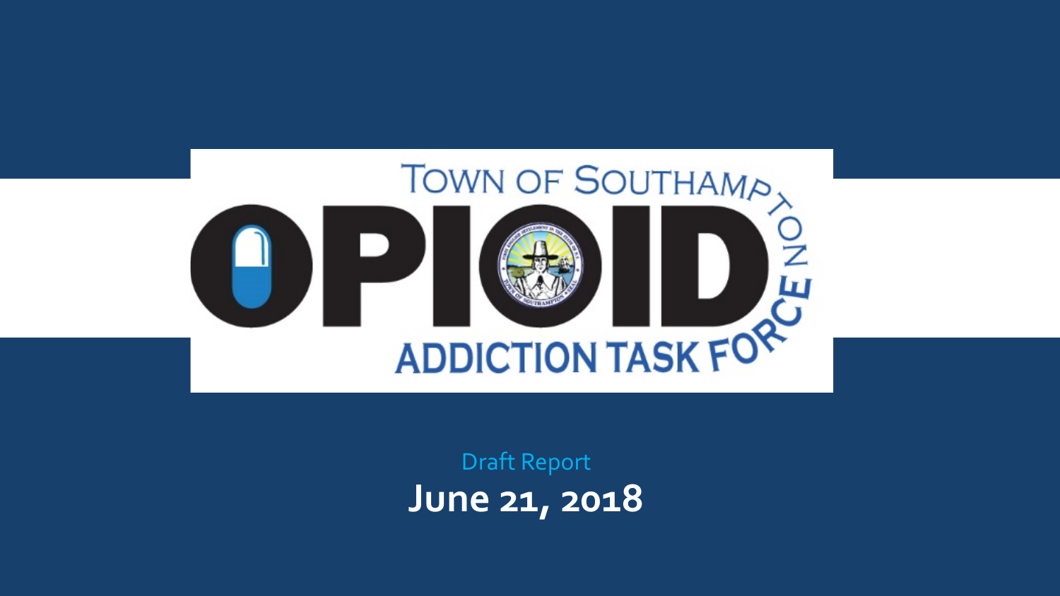# Town of Southampton Opioid Addiction Task Force

Draft Report

**June 21, 2018**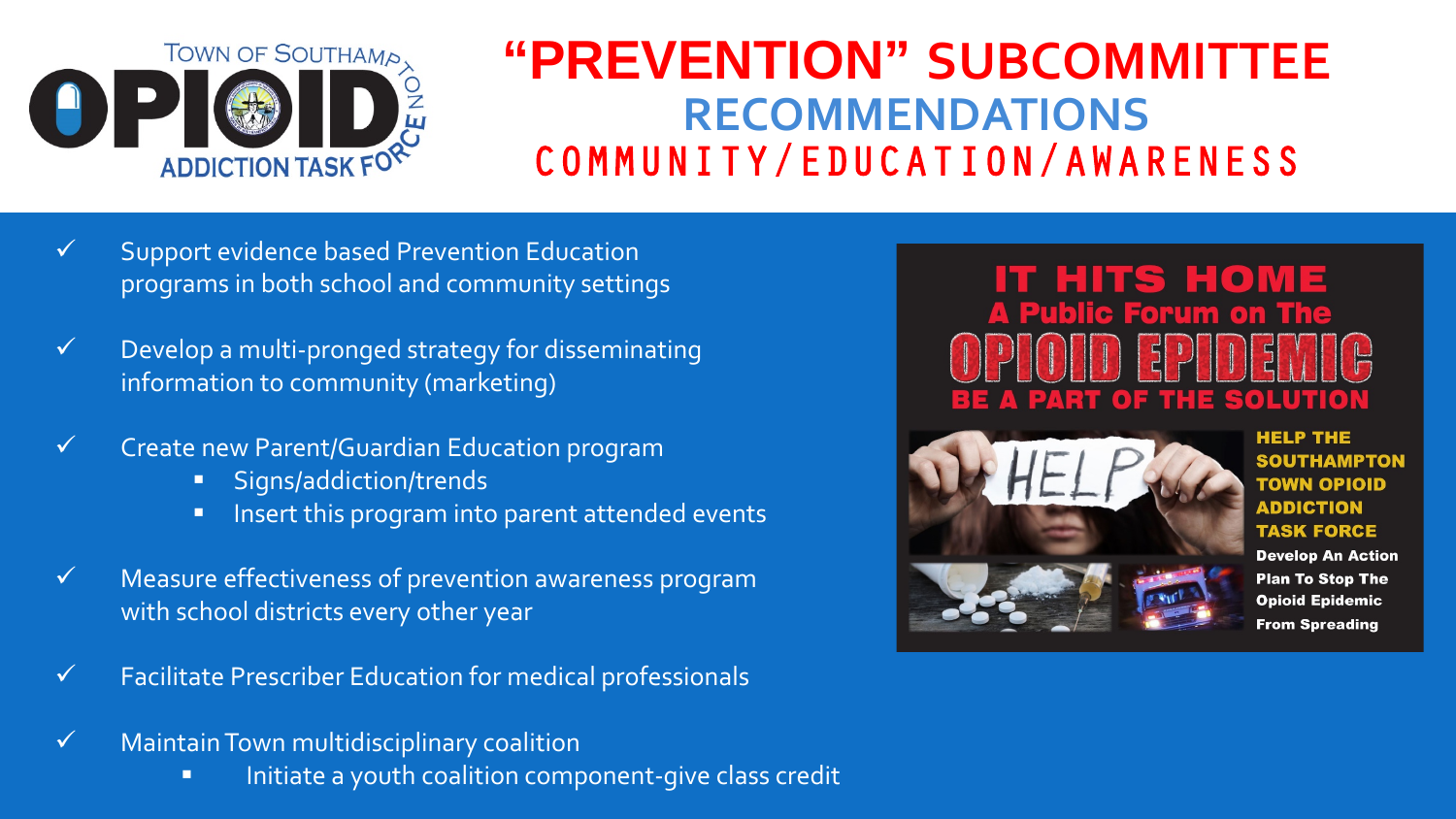# "PREVENTION" SUBCOMMITTEE RECOMMENDATIONS

## COMMUNITY/EDUCATION/AWARENESS

Town of Southampton OPIOID Addiction Task Force

- ✓ Support evidence based Prevention Education programs in both school and community settings
- ✓ Develop a multi-pronged strategy for disseminating information to community (marketing)
- ✓ Create new Parent/Guardian Education program
  - Signs/addiction/trends
  - Insert this program into parent attended events
- ✓ Measure effectiveness of prevention awareness program with school districts every other year
- ✓ Facilitate Prescriber Education for medical professionals
- ✓ Maintain Town multidisciplinary coalition
  - Initiate a youth coalition component-give class credit

**IT HITS HOME**
**A Public Forum on The OPIOID EPIDEMIC**
**BE A PART OF THE SOLUTION**

HELP THE SOUTHAMPTON TOWN OPIOID ADDICTION TASK FORCE

Develop An Action Plan To Stop The Opioid Epidemic From Spreading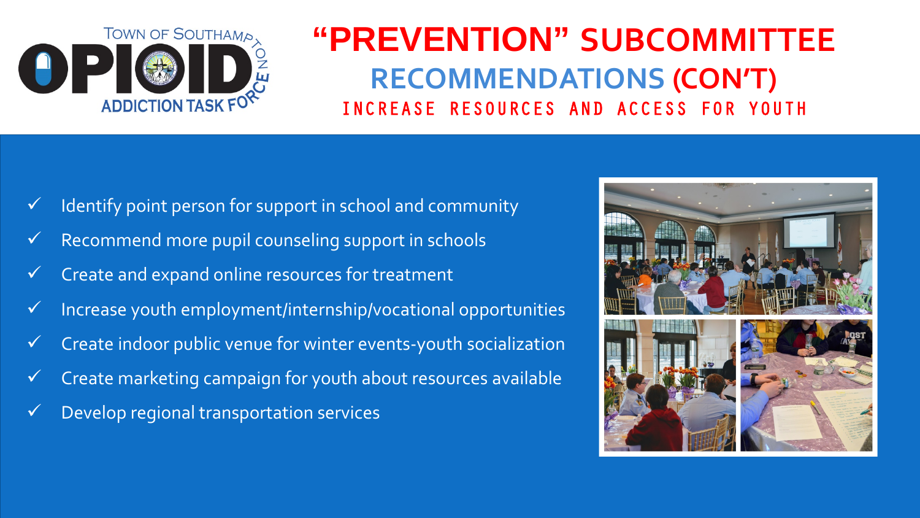# "PREVENTION" SUBCOMMITTEE

## RECOMMENDATIONS (CON'T)

### INCREASE RESOURCES AND ACCESS FOR YOUTH

- ✓ Identify point person for support in school and community
- ✓ Recommend more pupil counseling support in schools
- ✓ Create and expand online resources for treatment
- ✓ Increase youth employment/internship/vocational opportunities
- ✓ Create indoor public venue for winter events-youth socialization
- ✓ Create marketing campaign for youth about resources available
- ✓ Develop regional transportation services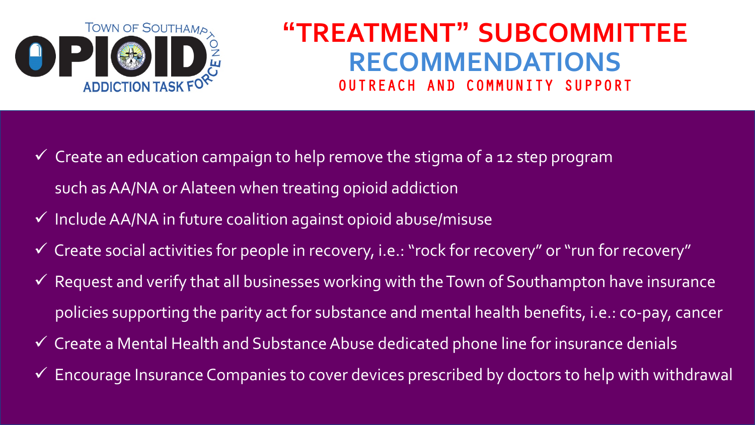Town of Southampton Opioid Addiction Task Force

# "TREATMENT" SUBCOMMITTEE

## RECOMMENDATIONS

### OUTREACH AND COMMUNITY SUPPORT

- ✓ Create an education campaign to help remove the stigma of a 12 step program such as AA/NA or Alateen when treating opioid addiction
- ✓ Include AA/NA in future coalition against opioid abuse/misuse
- ✓ Create social activities for people in recovery, i.e.: "rock for recovery" or "run for recovery"
- ✓ Request and verify that all businesses working with the Town of Southampton have insurance policies supporting the parity act for substance and mental health benefits, i.e.: co-pay, cancer
- ✓ Create a Mental Health and Substance Abuse dedicated phone line for insurance denials
- ✓ Encourage Insurance Companies to cover devices prescribed by doctors to help with withdrawal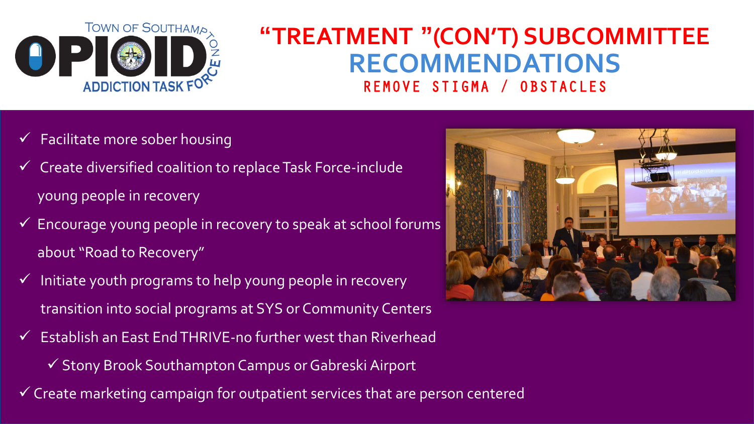# "TREATMENT "(CON'T) SUBCOMMITTEE RECOMMENDATIONS

## REMOVE STIGMA / OBSTACLES

- ✓ Facilitate more sober housing
- ✓ Create diversified coalition to replace Task Force-include young people in recovery
- ✓ Encourage young people in recovery to speak at school forums about "Road to Recovery"
- ✓ Initiate youth programs to help young people in recovery transition into social programs at SYS or Community Centers
- ✓ Establish an East End THRIVE-no further west than Riverhead
  - ✓ Stony Brook Southampton Campus or Gabreski Airport
- ✓ Create marketing campaign for outpatient services that are person centered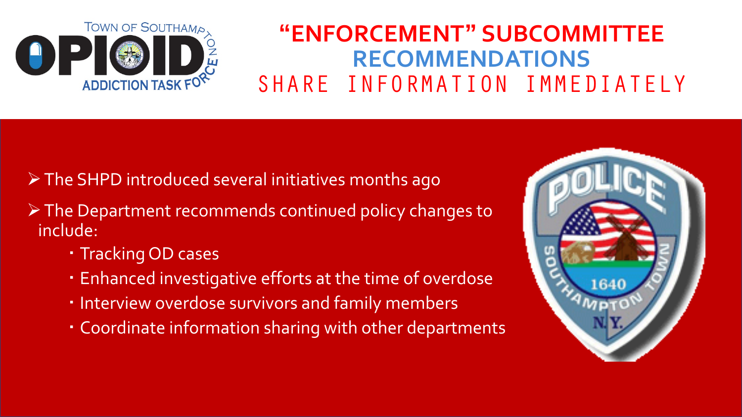# "ENFORCEMENT" SUBCOMMITTEE RECOMMENDATIONS

## SHARE INFORMATION IMMEDIATELY

- The SHPD introduced several initiatives months ago
- The Department recommends continued policy changes to include:
  - Tracking OD cases
  - Enhanced investigative efforts at the time of overdose
  - Interview overdose survivors and family members
  - Coordinate information sharing with other departments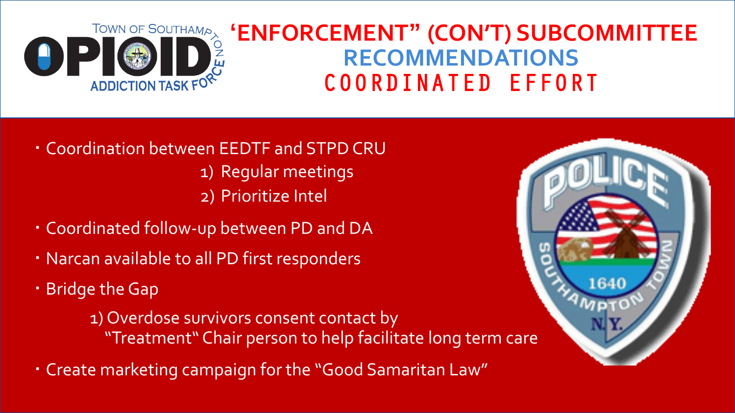# 'ENFORCEMENT" (CON'T) SUBCOMMITTEE RECOMMENDATIONS

## COORDINATED EFFORT

- Coordination between EEDTF and STPD CRU
  1) Regular meetings
  2) Prioritize Intel
- Coordinated follow-up between PD and DA
- Narcan available to all PD first responders
- Bridge the Gap
  1) Overdose survivors consent contact by "Treatment" Chair person to help facilitate long term care
- Create marketing campaign for the "Good Samaritan Law"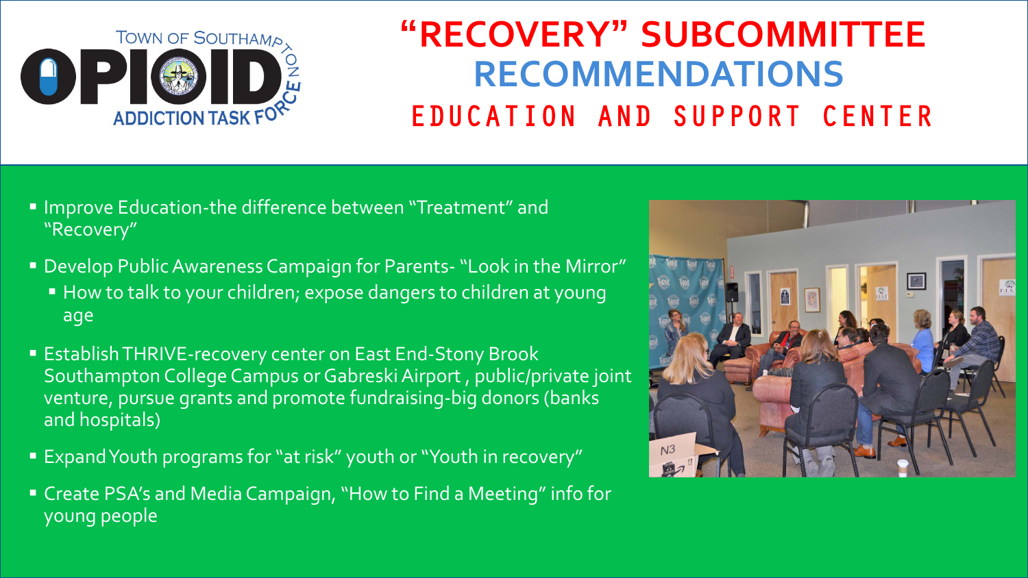# "RECOVERY" SUBCOMMITTEE RECOMMENDATIONS

## EDUCATION AND SUPPORT CENTER

- Improve Education-the difference between "Treatment" and "Recovery"
- Develop Public Awareness Campaign for Parents- "Look in the Mirror"
  - How to talk to your children; expose dangers to children at young age
- Establish THRIVE-recovery center on East End-Stony Brook Southampton College Campus or Gabreski Airport , public/private joint venture, pursue grants and promote fundraising-big donors (banks and hospitals)
- Expand Youth programs for "at risk" youth or "Youth in recovery"
- Create PSA's and Media Campaign, "How to Find a Meeting" info for young people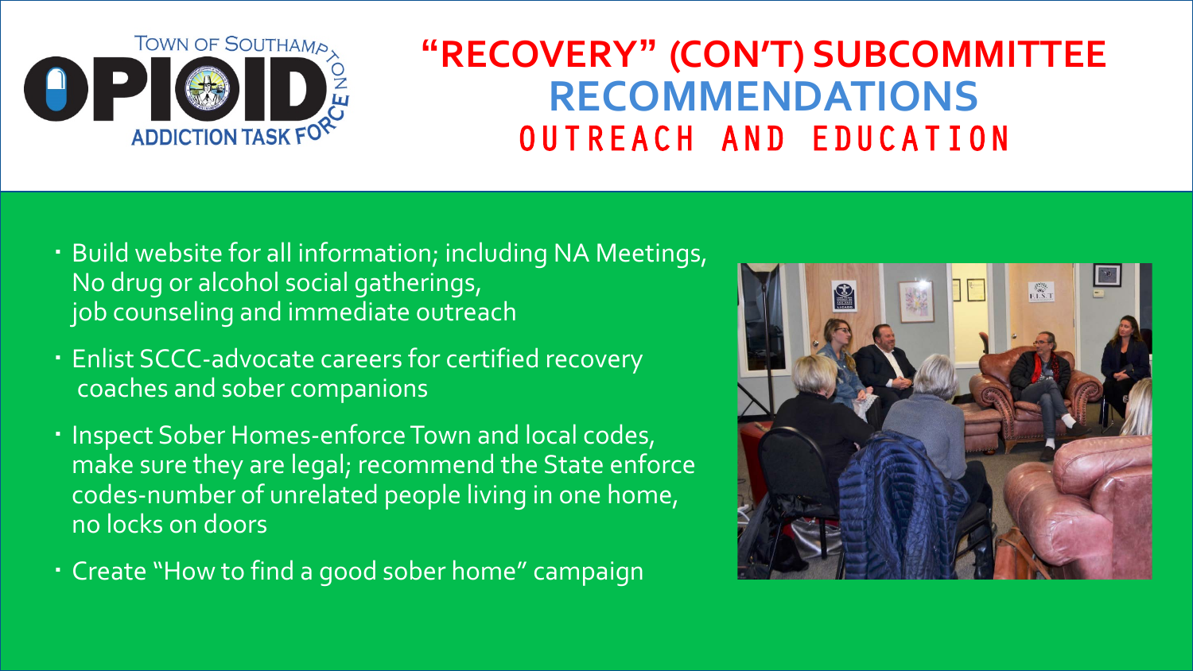# "RECOVERY" (CON'T) SUBCOMMITTEE RECOMMENDATIONS

## OUTREACH AND EDUCATION

- Build website for all information; including NA Meetings, No drug or alcohol social gatherings, job counseling and immediate outreach
- Enlist SCCC-advocate careers for certified recovery coaches and sober companions
- Inspect Sober Homes-enforce Town and local codes, make sure they are legal; recommend the State enforce codes-number of unrelated people living in one home, no locks on doors
- Create "How to find a good sober home" campaign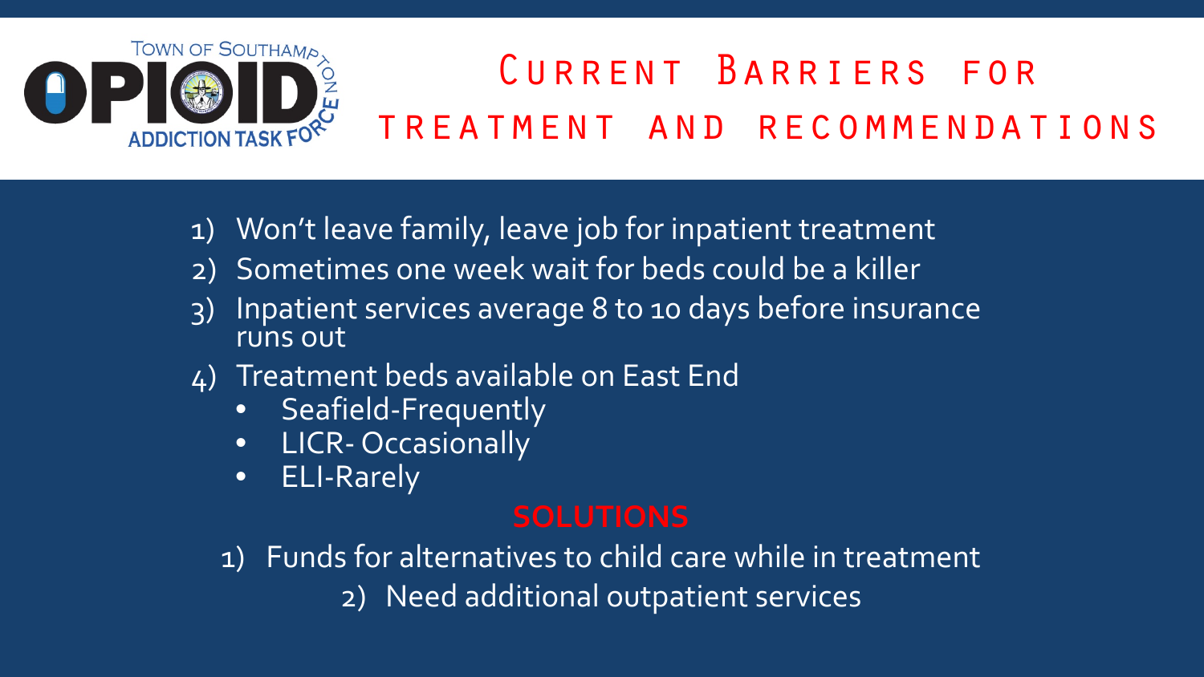# Current Barriers for treatment and recommendations

1) Won't leave family, leave job for inpatient treatment
2) Sometimes one week wait for beds could be a killer
3) Inpatient services average 8 to 10 days before insurance runs out
4) Treatment beds available on East End
   - Seafield-Frequently
   - LICR- Occasionally
   - ELI-Rarely

## SOLUTIONS

1) Funds for alternatives to child care while in treatment
2) Need additional outpatient services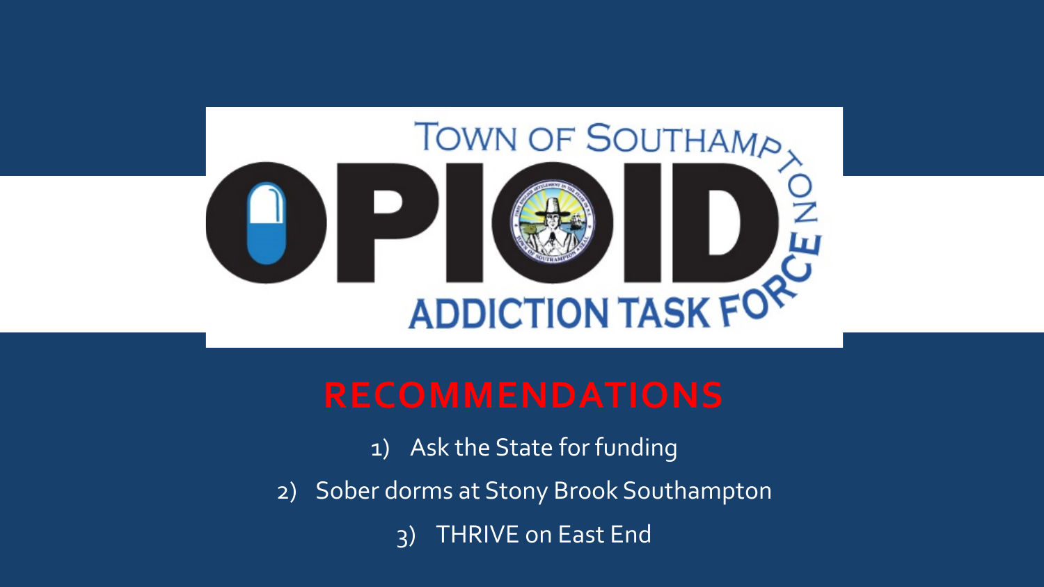TOWN OF SOUTHAMPTON

OPIOID ADDICTION TASK FORCE

# RECOMMENDATIONS

1) Ask the State for funding
2) Sober dorms at Stony Brook Southampton
3) THRIVE on East End